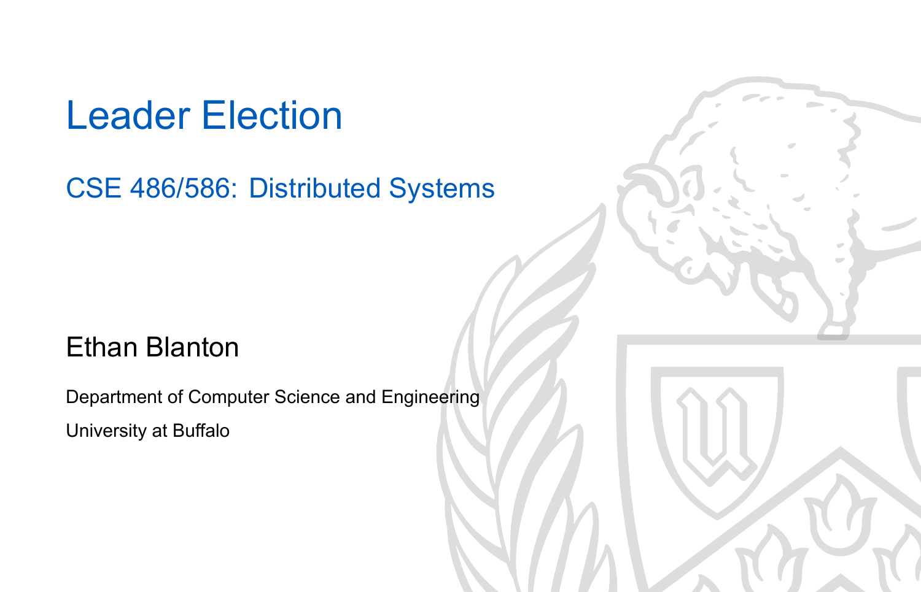# Leader Election

## CSE 486/586: Distributed Systems

Ethan Blanton

Department of Computer Science and Engineering

University at Buffalo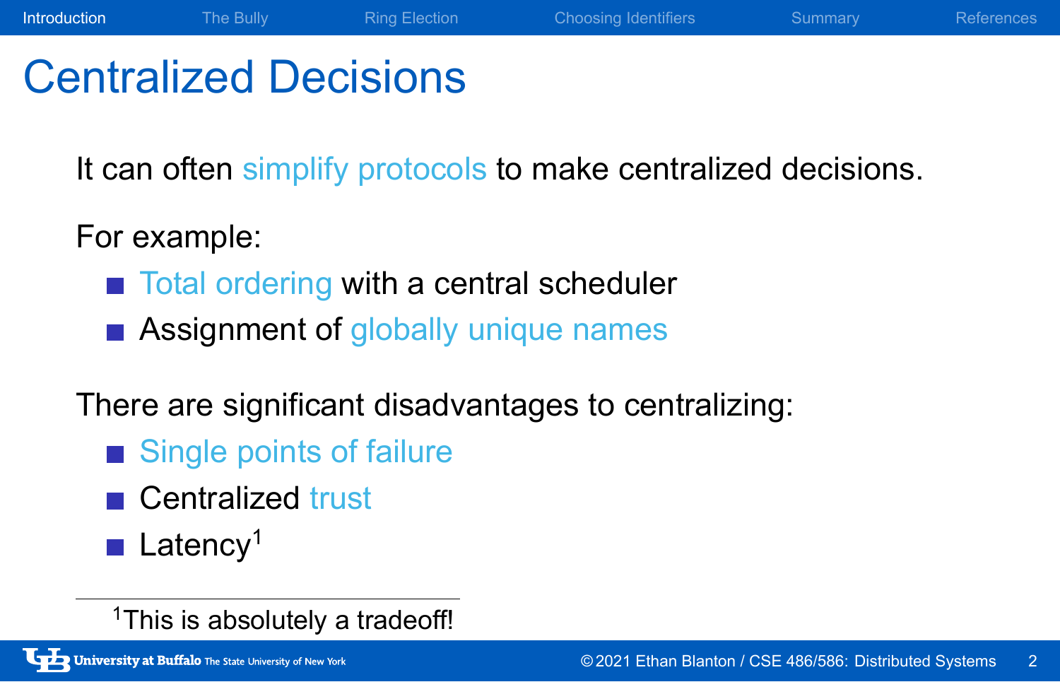# Centralized Decisions

It can often simplify protocols to make centralized decisions.

For example:

- Total ordering with a central scheduler
- Assignment of globally unique names

There are significant disadvantages to centralizing:

- Single points of failure
- Centralized trust
- Latency[1]

[1] This is absolutely a tradeoff!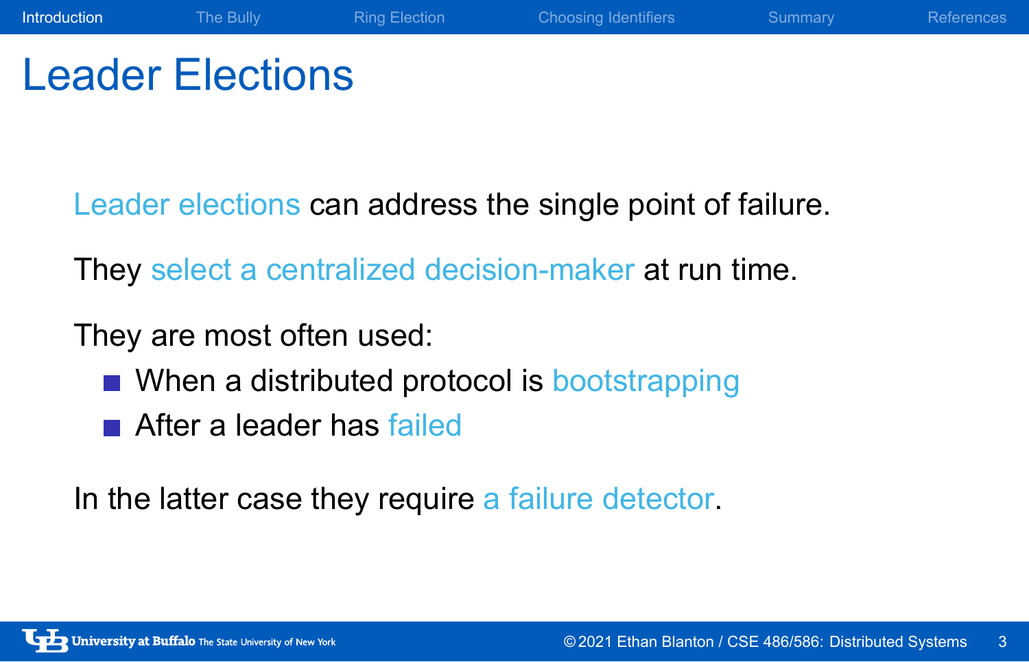# Leader Elections

Leader elections can address the single point of failure.

They select a centralized decision-maker at run time.

They are most often used:

- When a distributed protocol is bootstrapping
- After a leader has failed

In the latter case they require a failure detector.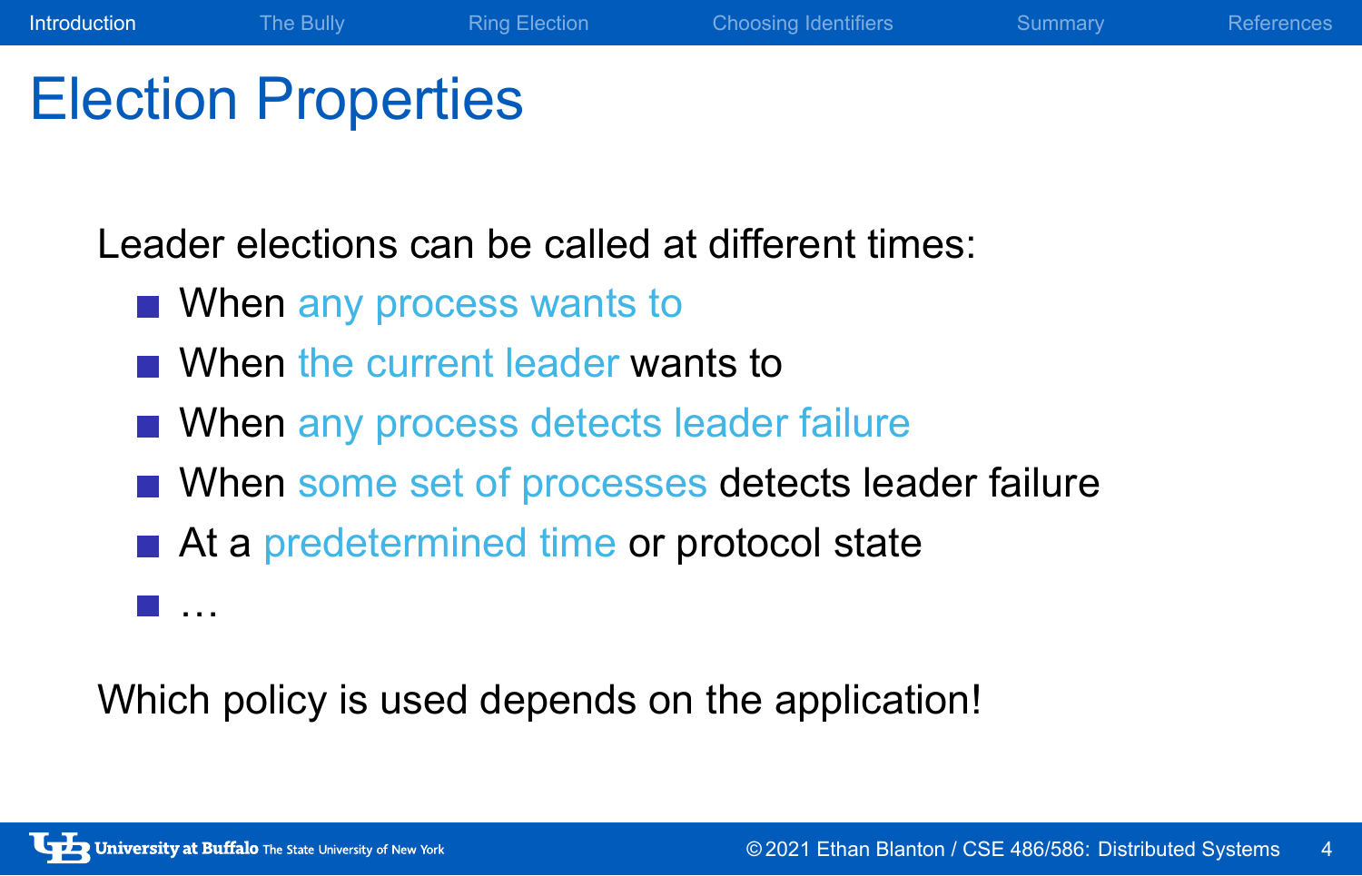# Election Properties

Leader elections can be called at different times:

- When any process wants to
- When the current leader wants to
- When any process detects leader failure
- When some set of processes detects leader failure
- At a predetermined time or protocol state
- …

Which policy is used depends on the application!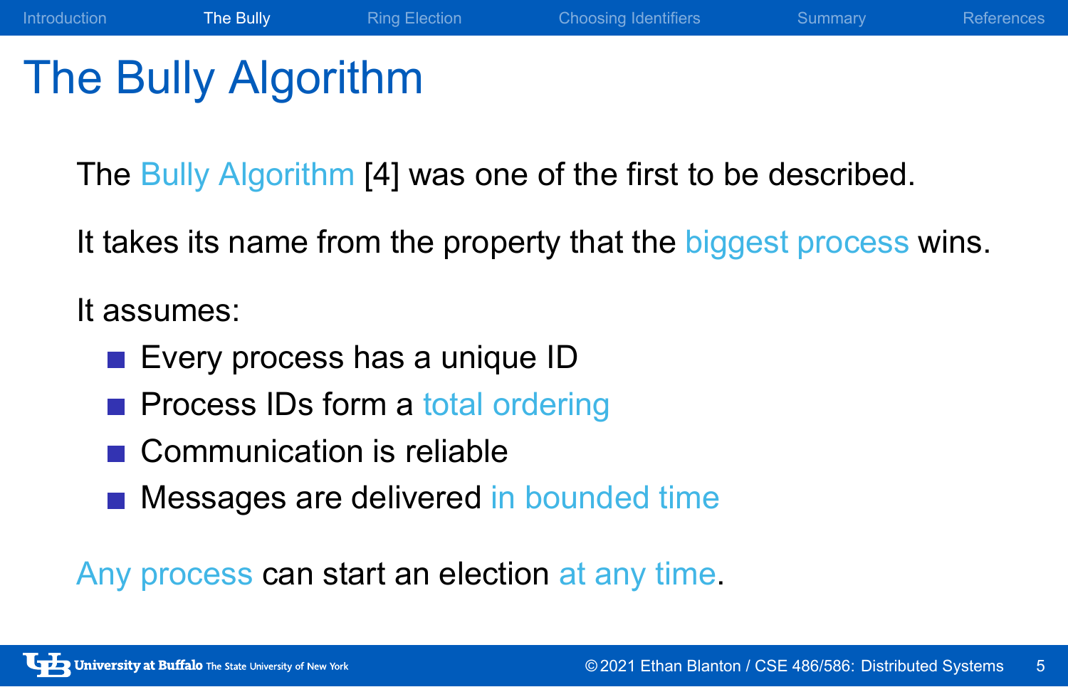# The Bully Algorithm

The Bully Algorithm [4] was one of the first to be described.

It takes its name from the property that the biggest process wins.

It assumes:

- Every process has a unique ID
- Process IDs form a total ordering
- Communication is reliable
- Messages are delivered in bounded time

Any process can start an election at any time.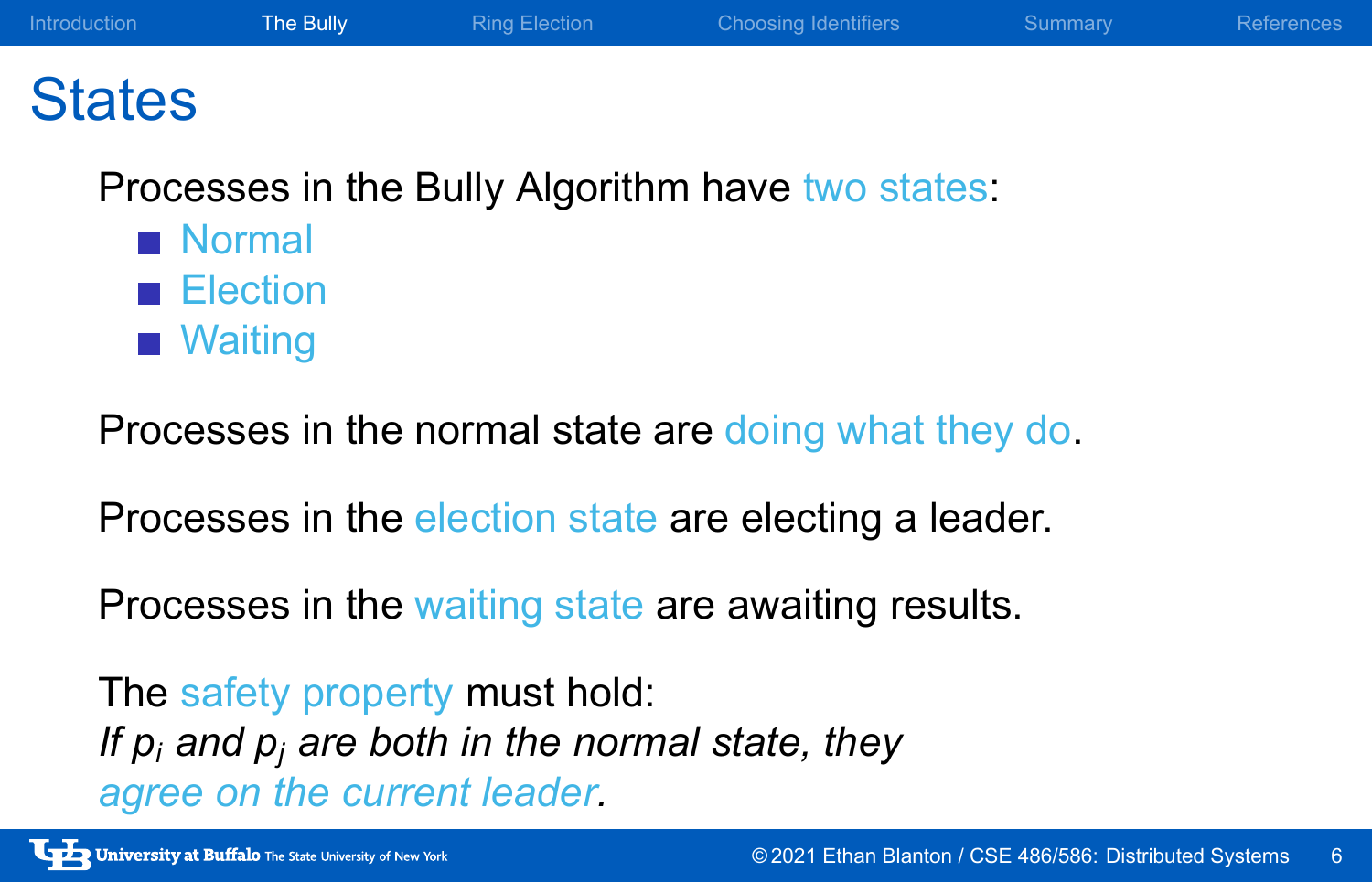# States

Processes in the Bully Algorithm have two states:

- Normal
- Election
- Waiting

Processes in the normal state are doing what they do.

Processes in the election state are electing a leader.

Processes in the waiting state are awaiting results.

The safety property must hold:
*If $p_i$ and $p_j$ are both in the normal state, they agree on the current leader.*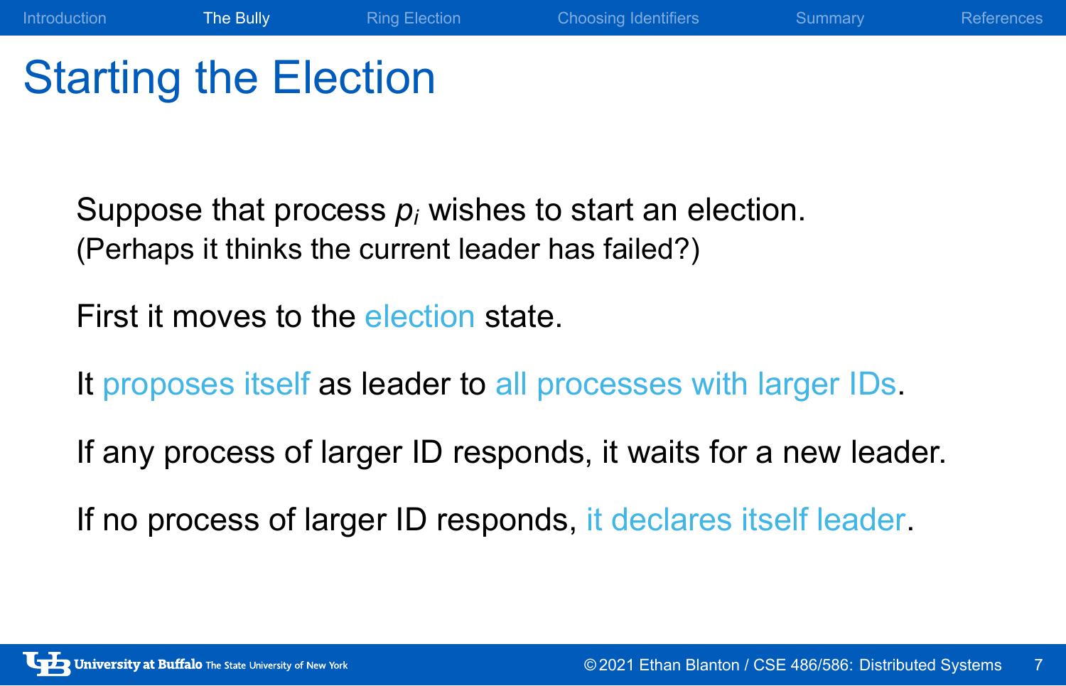# Starting the Election

Suppose that process $p_i$ wishes to start an election.
(Perhaps it thinks the current leader has failed?)

First it moves to the election state.

It proposes itself as leader to all processes with larger IDs.

If any process of larger ID responds, it waits for a new leader.

If no process of larger ID responds, it declares itself leader.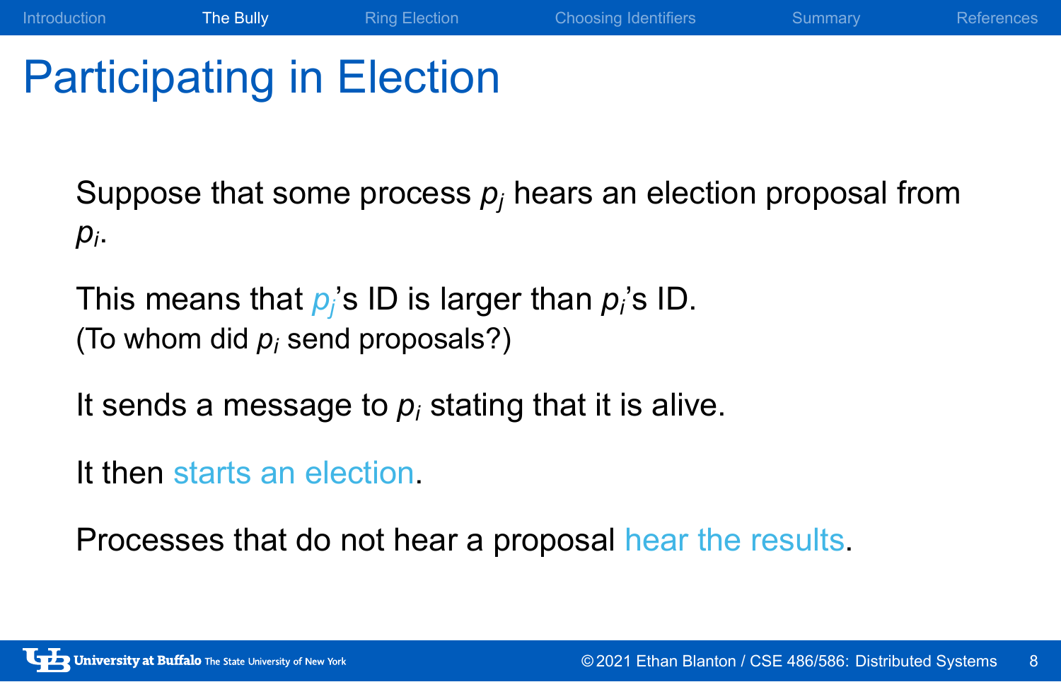# Participating in Election

Suppose that some process $p_j$ hears an election proposal from $p_i$.

This means that $p_j$'s ID is larger than $p_i$'s ID.
(To whom did $p_i$ send proposals?)

It sends a message to $p_i$ stating that it is alive.

It then starts an election.

Processes that do not hear a proposal hear the results.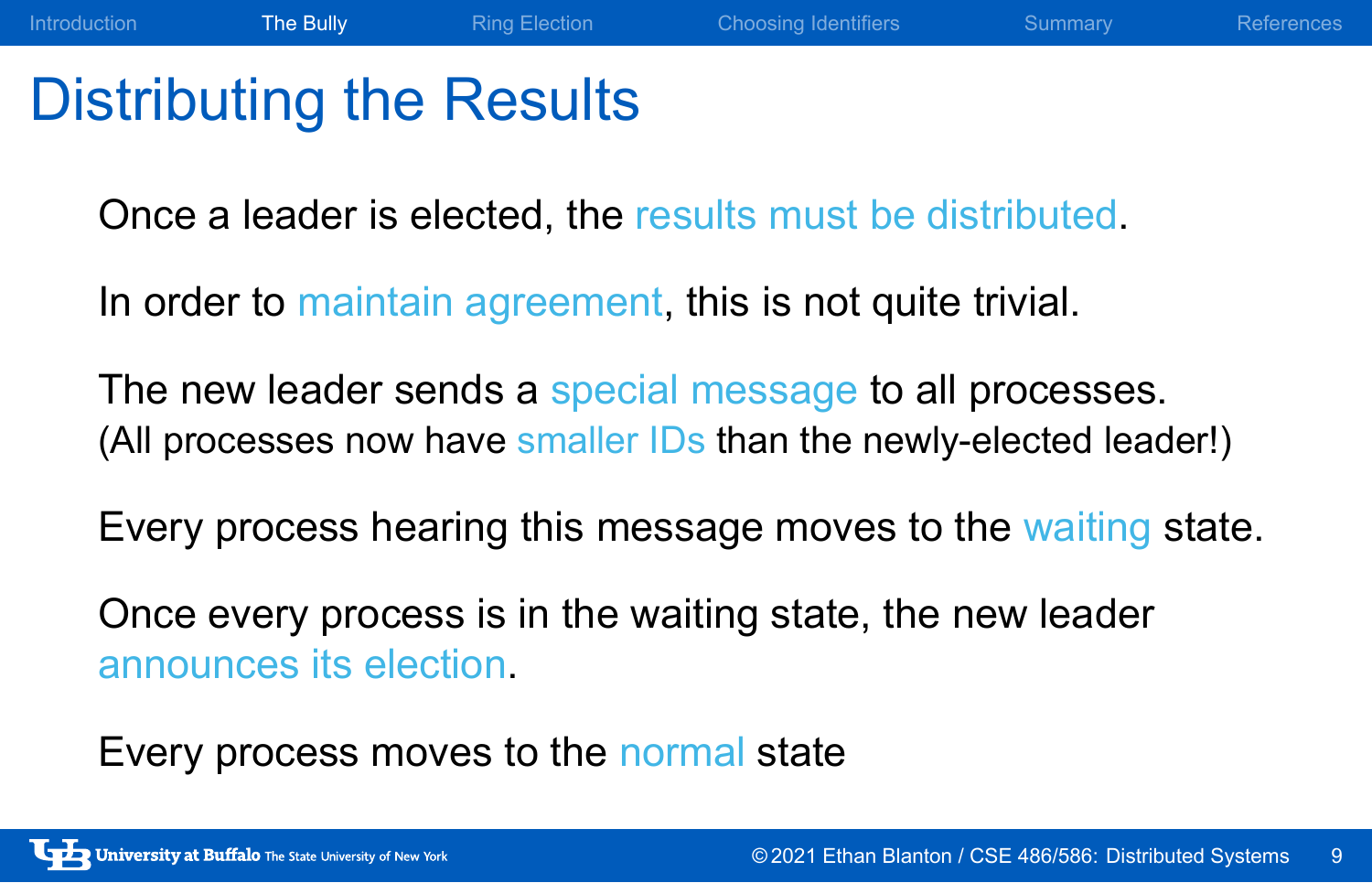# Distributing the Results

Once a leader is elected, the results must be distributed.

In order to maintain agreement, this is not quite trivial.

The new leader sends a special message to all processes.
(All processes now have smaller IDs than the newly-elected leader!)

Every process hearing this message moves to the waiting state.

Once every process is in the waiting state, the new leader announces its election.

Every process moves to the normal state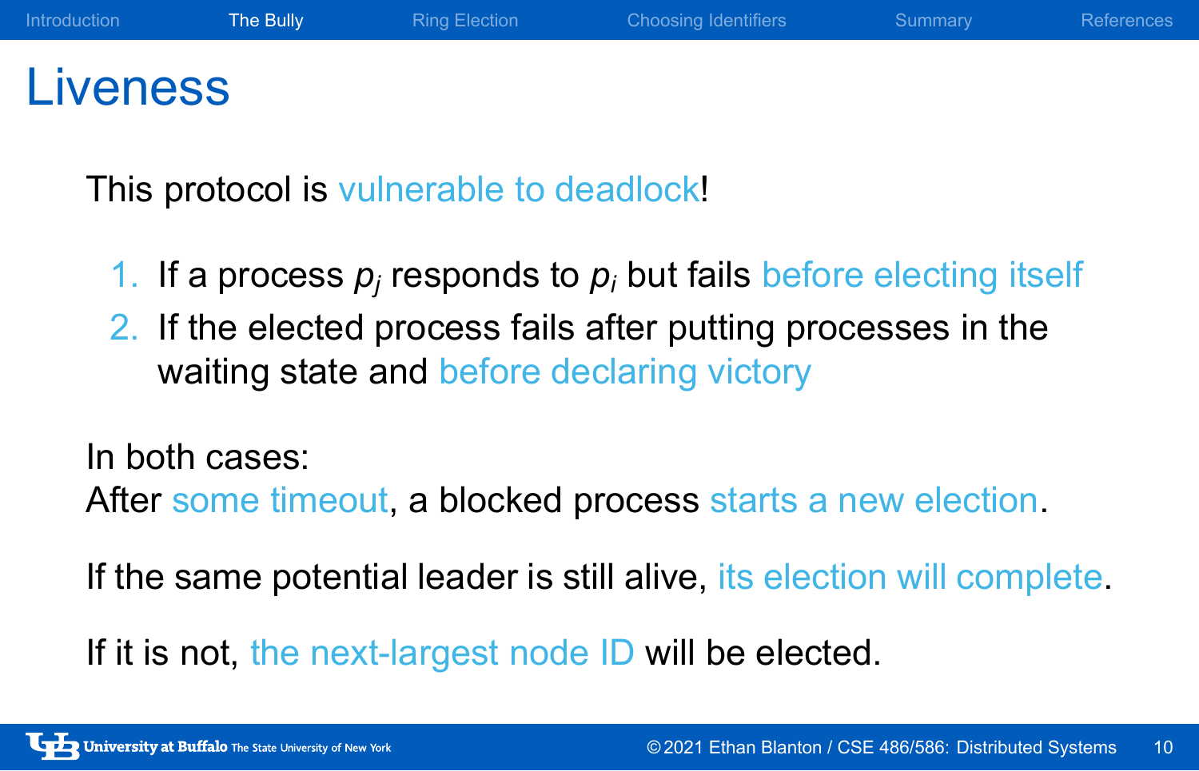# Liveness

This protocol is vulnerable to deadlock!

1. If a process $p_j$ responds to $p_i$ but fails before electing itself
2. If the elected process fails after putting processes in the waiting state and before declaring victory

In both cases:
After some timeout, a blocked process starts a new election.

If the same potential leader is still alive, its election will complete.

If it is not, the next-largest node ID will be elected.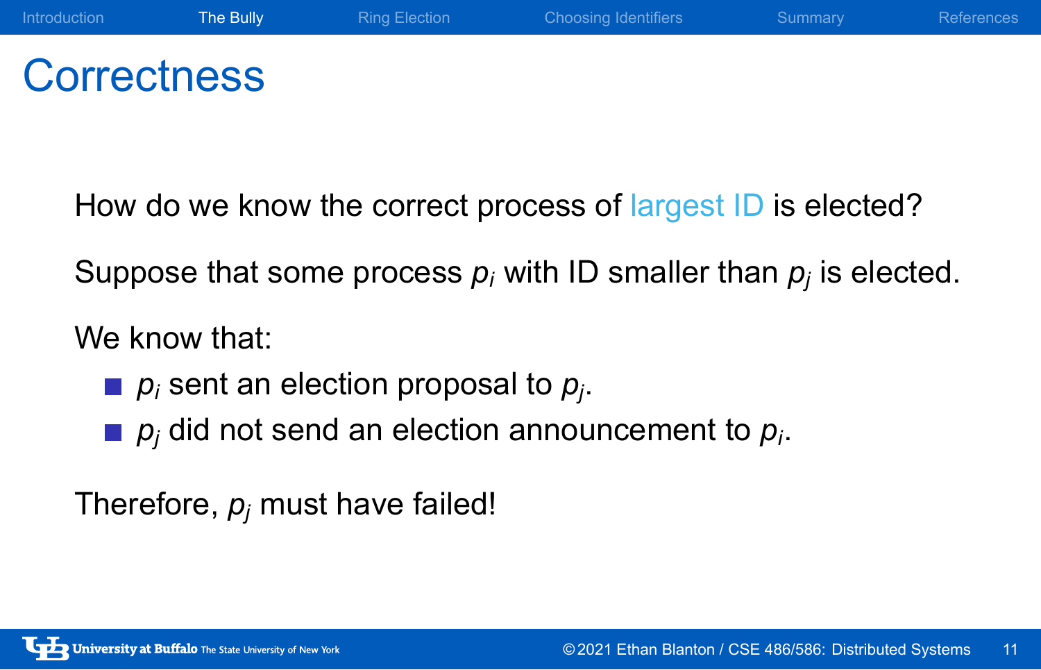# Correctness

How do we know the correct process of largest ID is elected?

Suppose that some process $p_i$ with ID smaller than $p_j$ is elected.

We know that:

- $p_i$ sent an election proposal to $p_j$.
- $p_j$ did not send an election announcement to $p_i$.

Therefore, $p_j$ must have failed!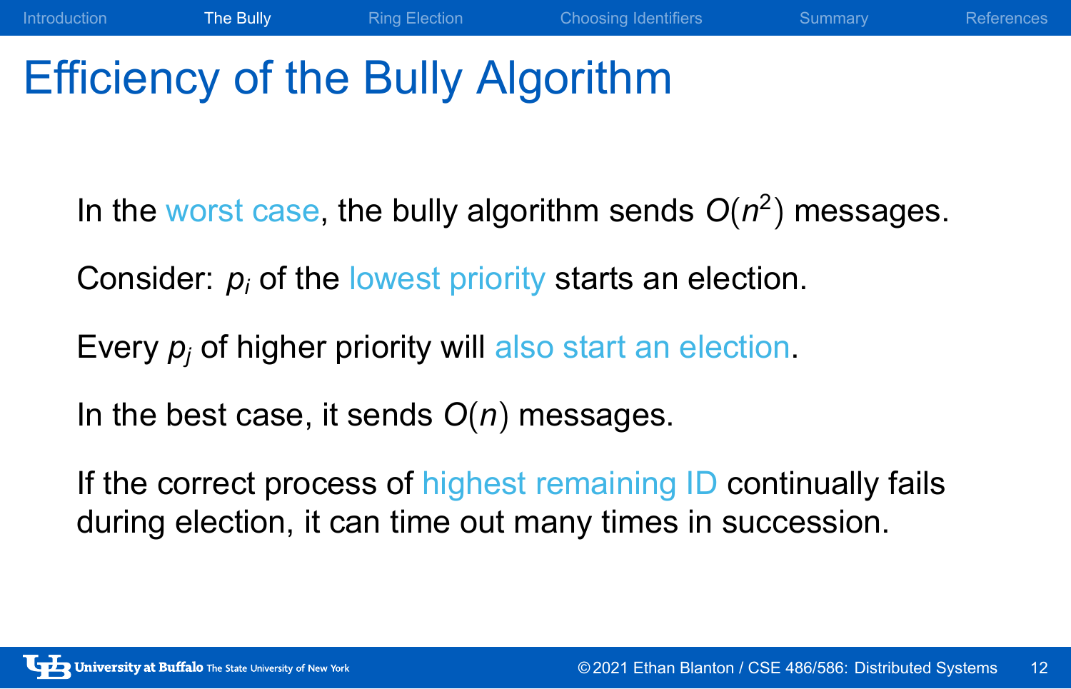# Efficiency of the Bully Algorithm

In the worst case, the bully algorithm sends $O(n^2)$ messages.

Consider: $p_i$ of the lowest priority starts an election.

Every $p_j$ of higher priority will also start an election.

In the best case, it sends $O(n)$ messages.

If the correct process of highest remaining ID continually fails during election, it can time out many times in succession.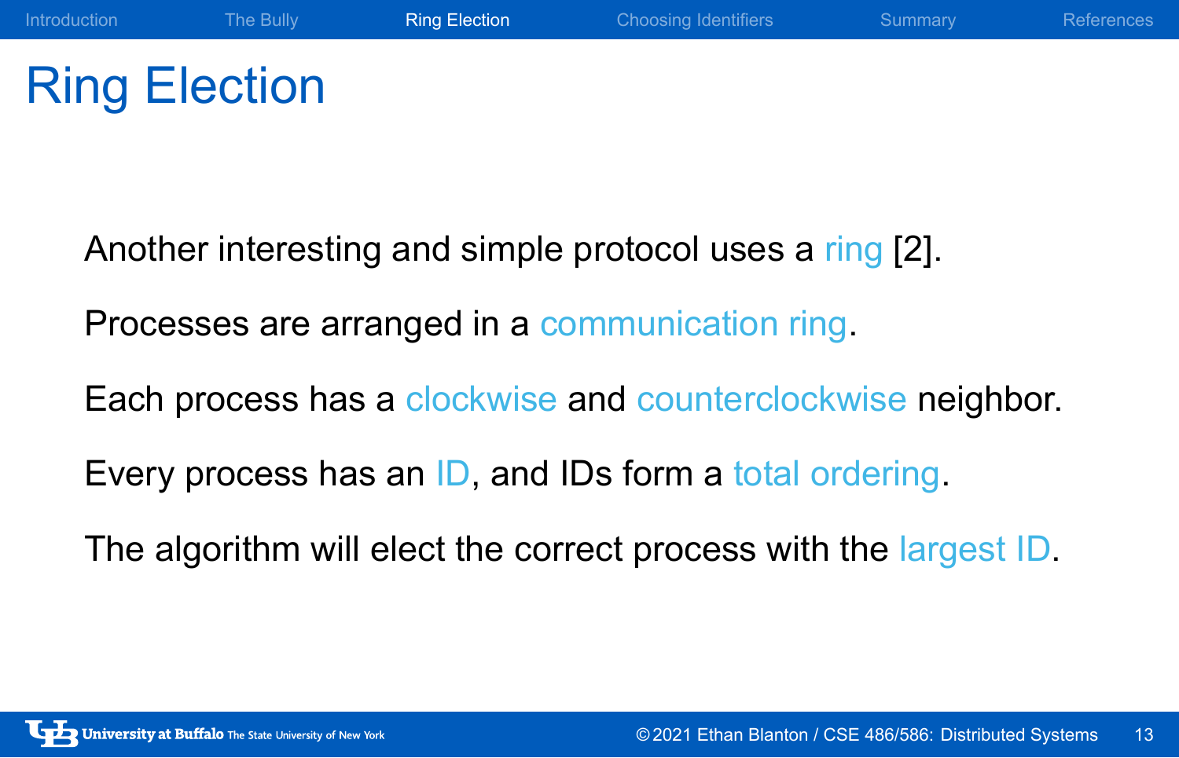# Ring Election

Another interesting and simple protocol uses a ring [2].

Processes are arranged in a communication ring.

Each process has a clockwise and counterclockwise neighbor.

Every process has an ID, and IDs form a total ordering.

The algorithm will elect the correct process with the largest ID.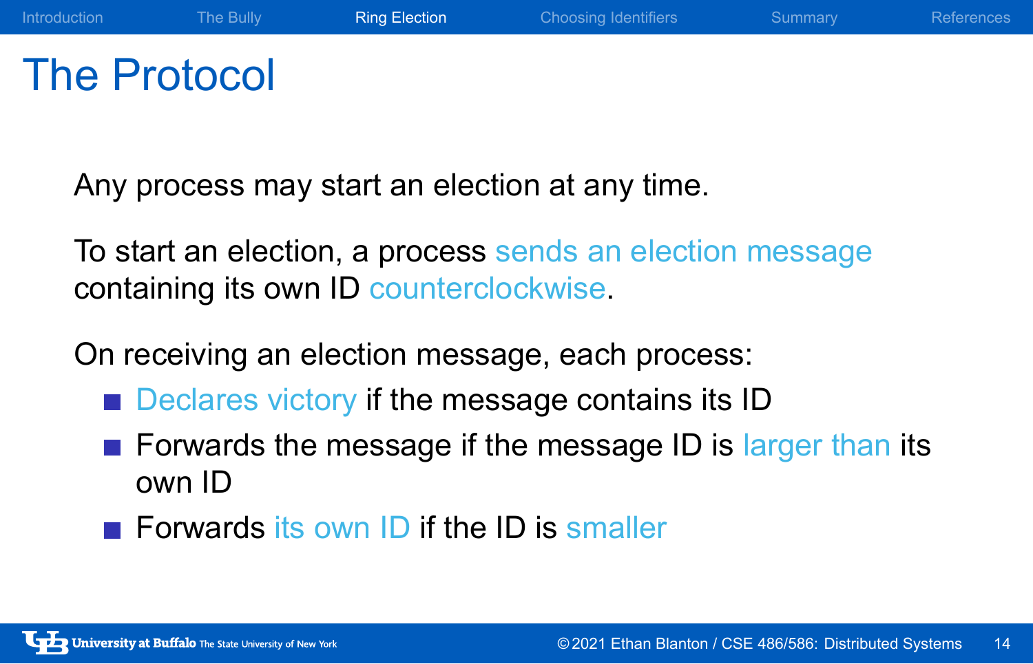# The Protocol

Any process may start an election at any time.

To start an election, a process sends an election message containing its own ID counterclockwise.

On receiving an election message, each process:

- Declares victory if the message contains its ID
- Forwards the message if the message ID is larger than its own ID
- Forwards its own ID if the ID is smaller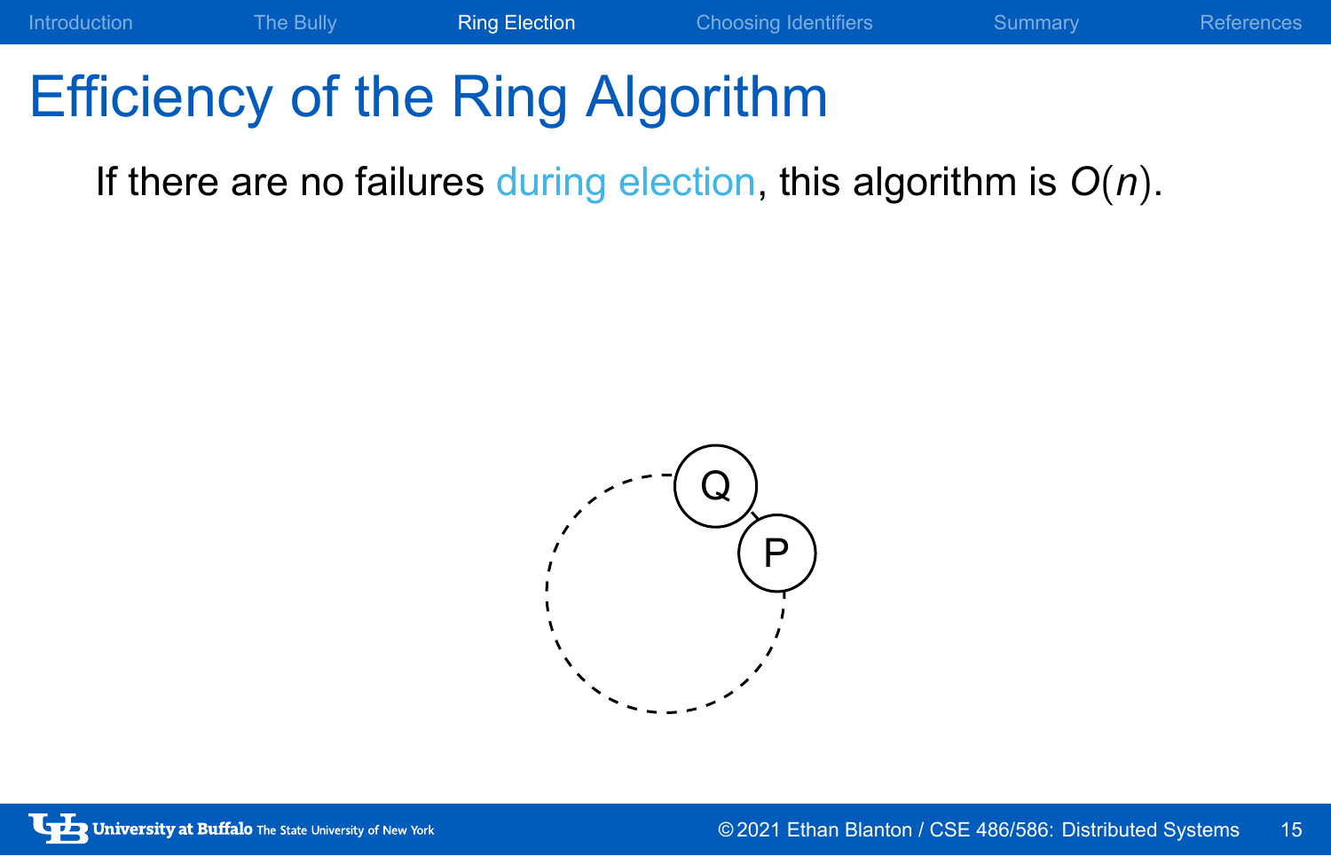# Efficiency of the Ring Algorithm

If there are no failures during election, this algorithm is $O(n)$.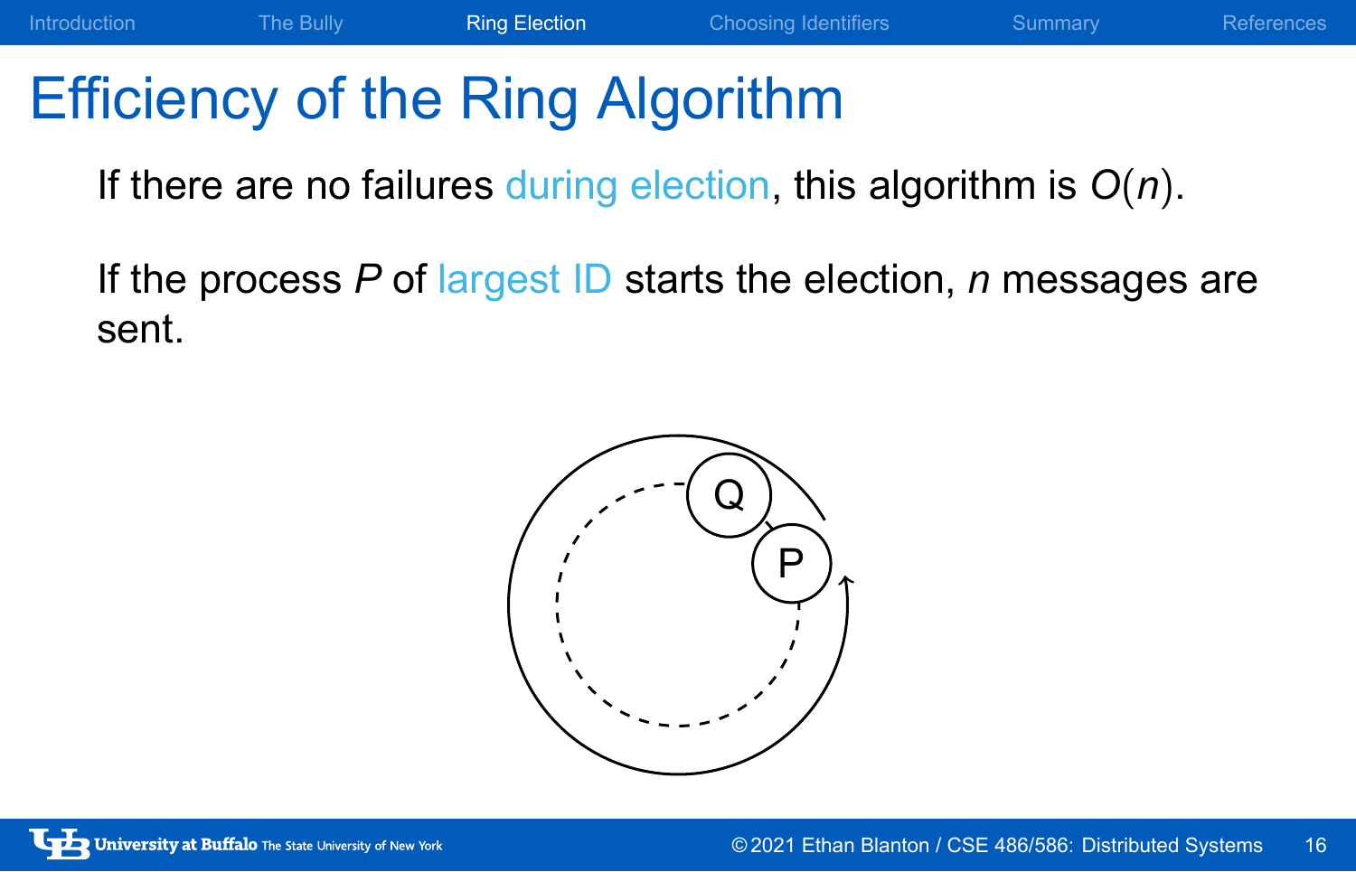# Efficiency of the Ring Algorithm

If there are no failures during election, this algorithm is $O(n)$.

If the process $P$ of largest ID starts the election, $n$ messages are sent.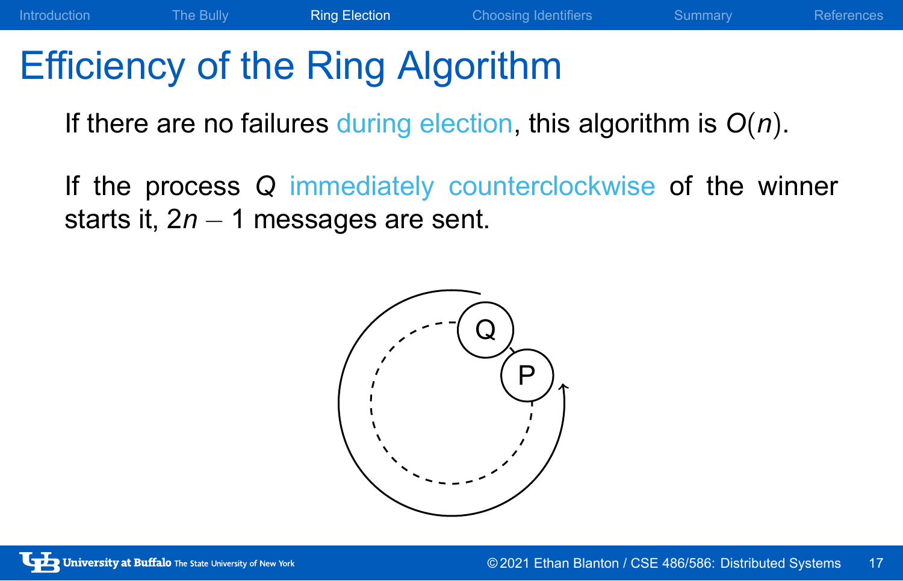# Efficiency of the Ring Algorithm

If there are no failures during election, this algorithm is $O(n)$.

If the process $Q$ immediately counterclockwise of the winner starts it, $2n - 1$ messages are sent.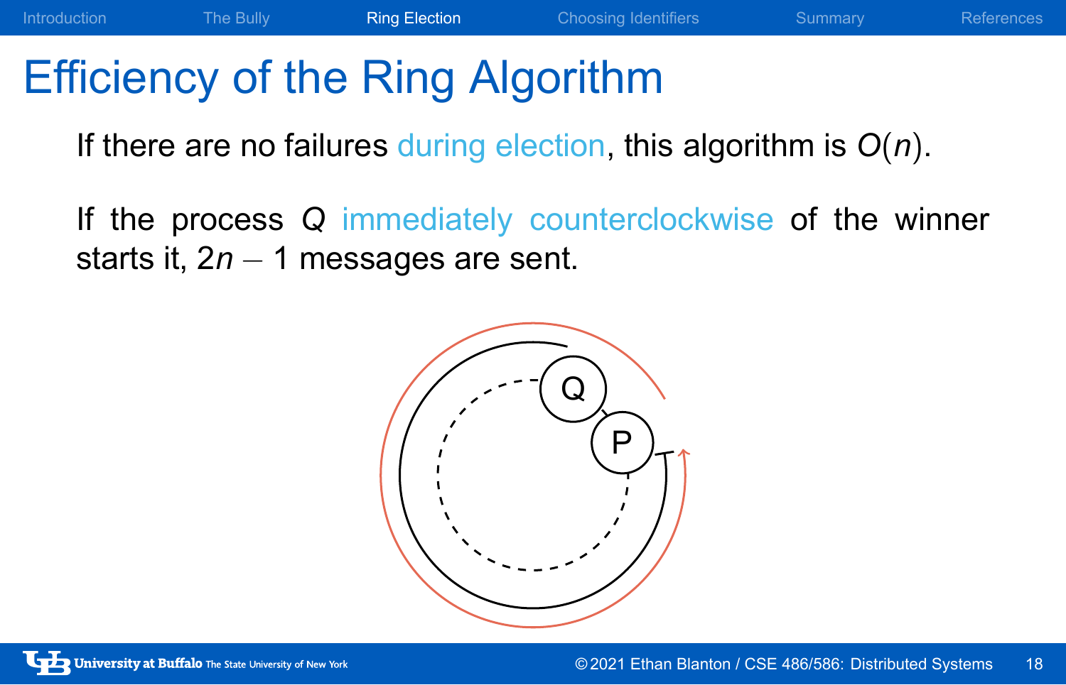# Efficiency of the Ring Algorithm

If there are no failures during election, this algorithm is $O(n)$.

If the process $Q$ immediately counterclockwise of the winner starts it, $2n - 1$ messages are sent.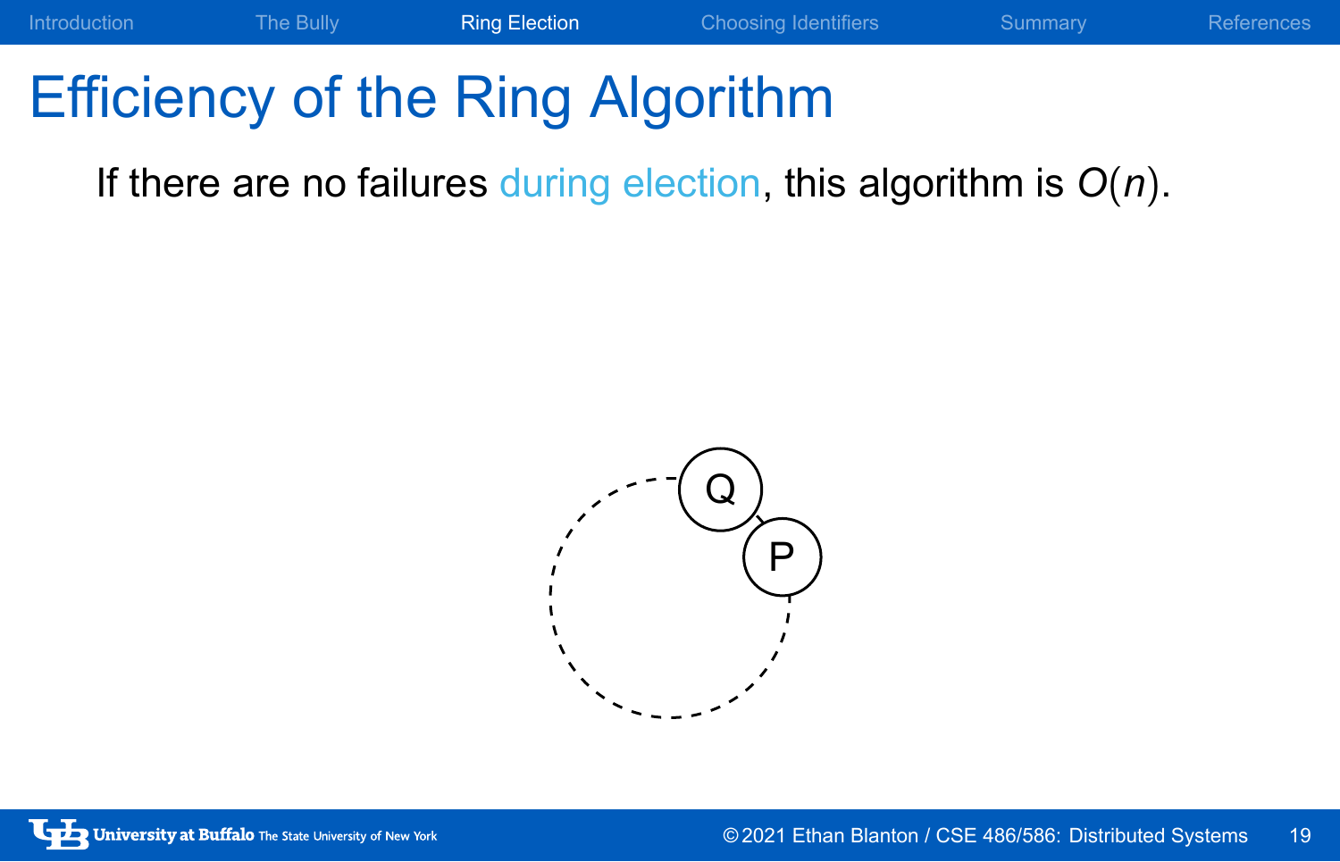# Efficiency of the Ring Algorithm

If there are no failures during election, this algorithm is $O(n)$.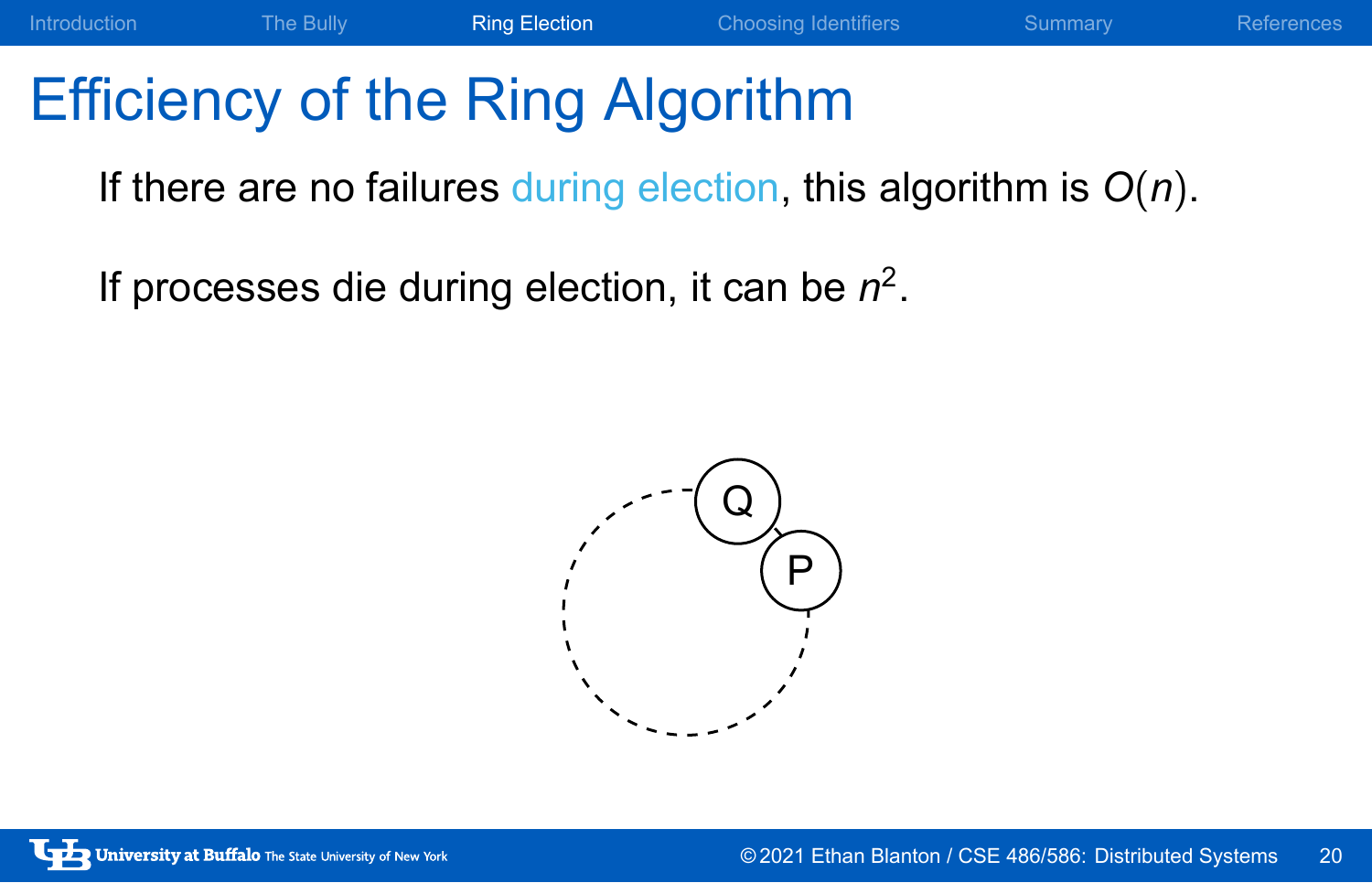# Efficiency of the Ring Algorithm

If there are no failures during election, this algorithm is $O(n)$.

If processes die during election, it can be $n^2$.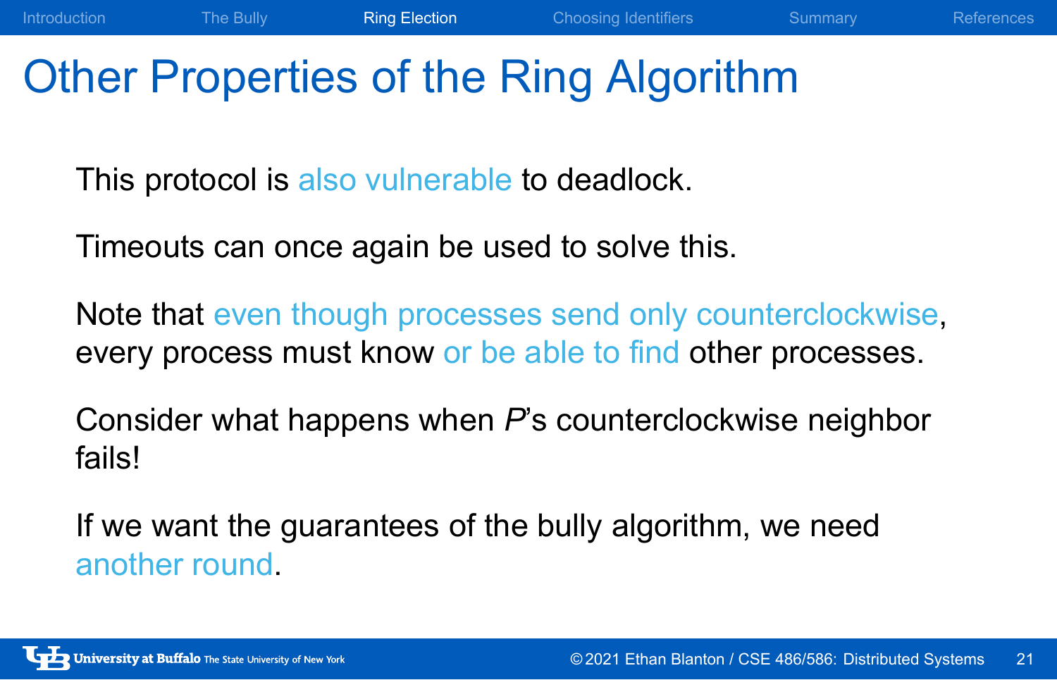# Other Properties of the Ring Algorithm

This protocol is also vulnerable to deadlock.

Timeouts can once again be used to solve this.

Note that even though processes send only counterclockwise, every process must know or be able to find other processes.

Consider what happens when *P*'s counterclockwise neighbor fails!

If we want the guarantees of the bully algorithm, we need another round.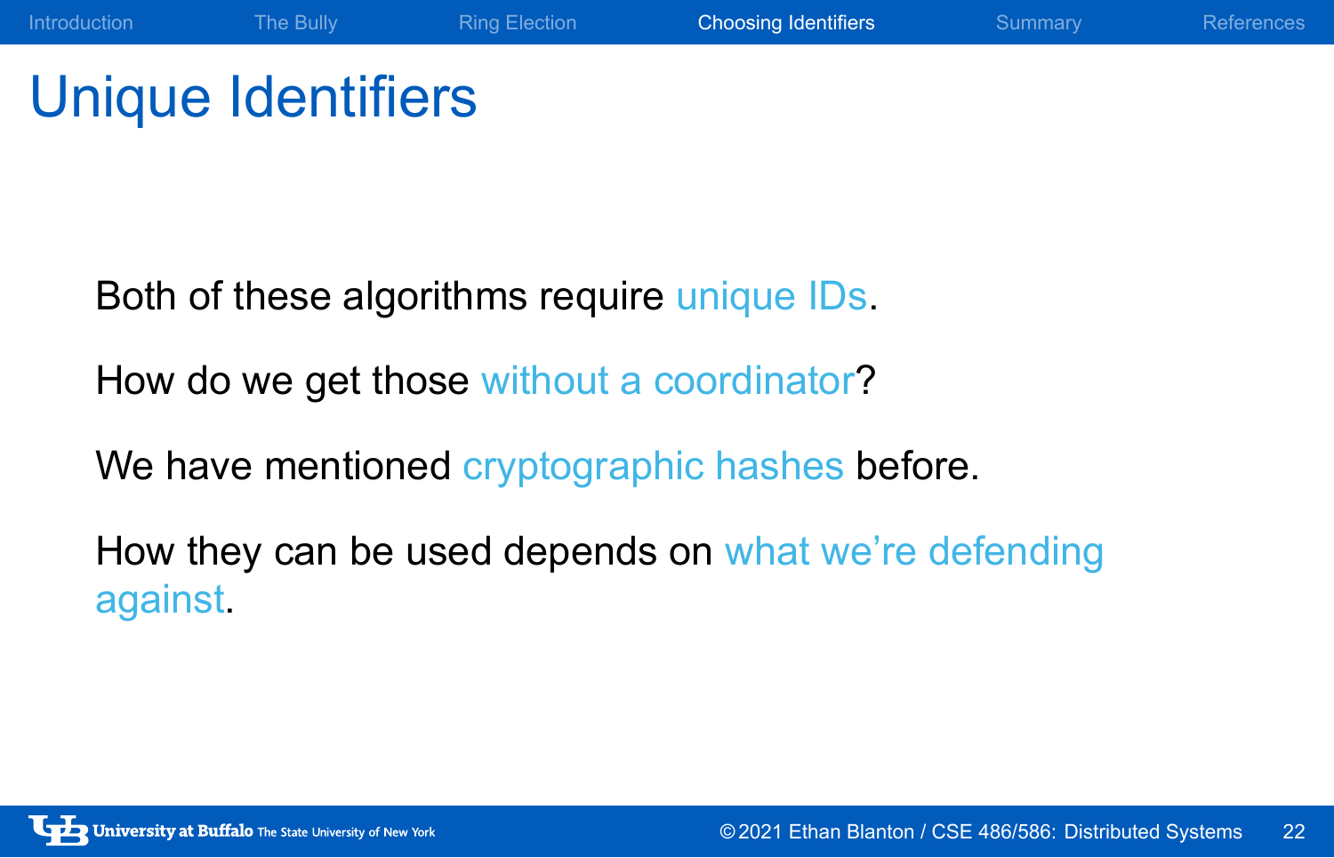# Unique Identifiers

Both of these algorithms require unique IDs.

How do we get those without a coordinator?

We have mentioned cryptographic hashes before.

How they can be used depends on what we're defending against.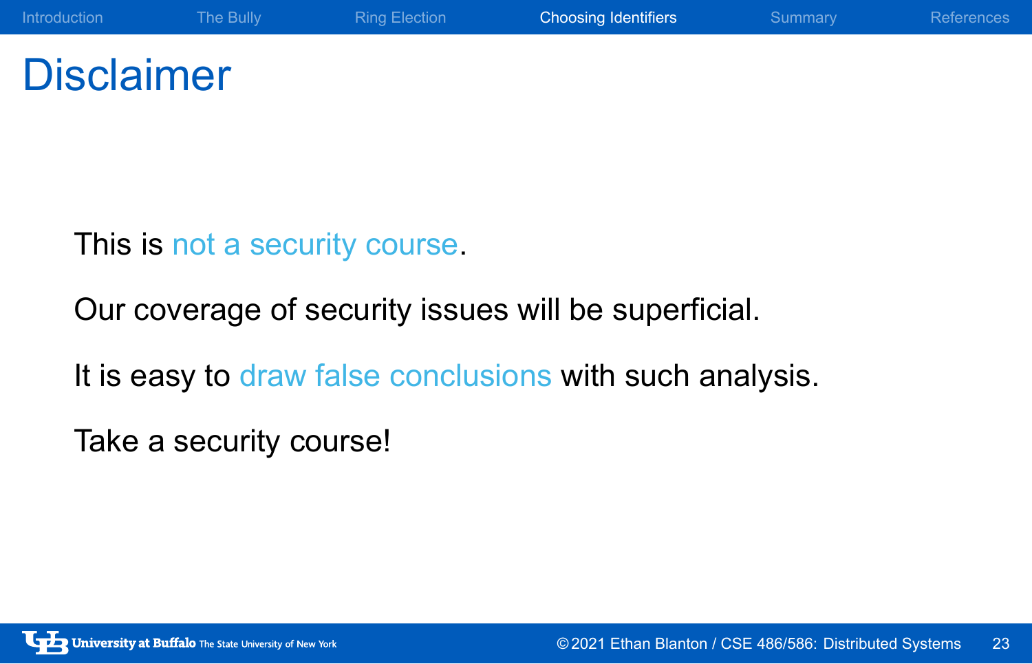# Disclaimer

This is not a security course.

Our coverage of security issues will be superficial.

It is easy to draw false conclusions with such analysis.

Take a security course!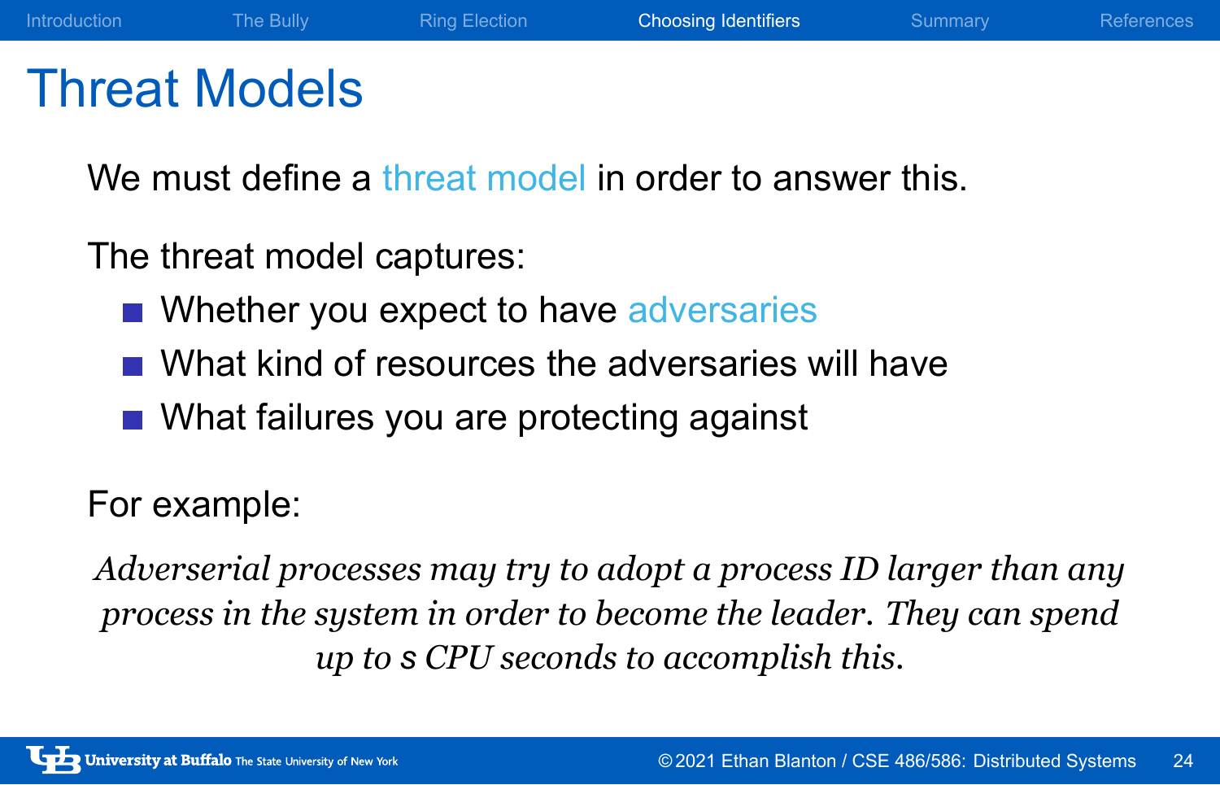# Threat Models

We must define a threat model in order to answer this.

The threat model captures:

- Whether you expect to have adversaries
- What kind of resources the adversaries will have
- What failures you are protecting against

For example:

*Adverserial processes may try to adopt a process ID larger than any process in the system in order to become the leader. They can spend up to s CPU seconds to accomplish this.*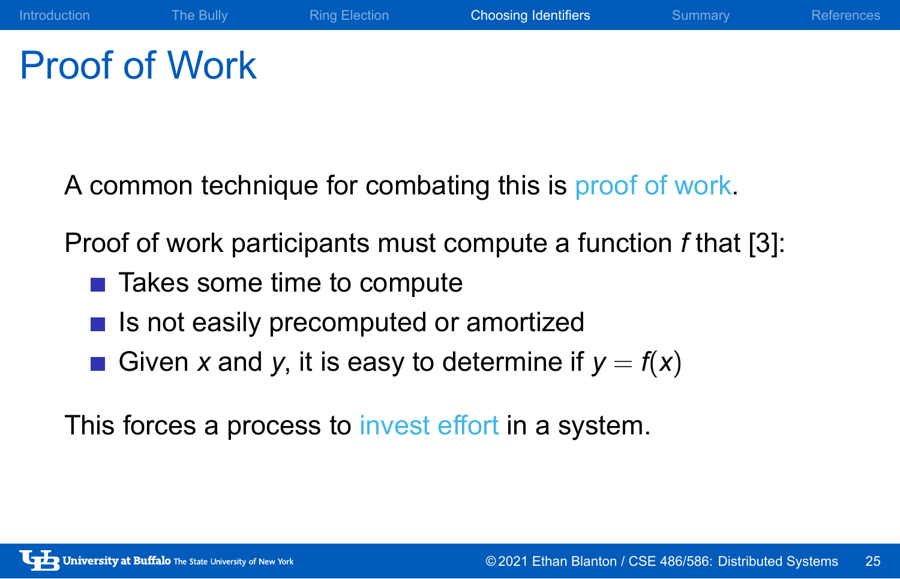# Proof of Work

A common technique for combating this is proof of work.

Proof of work participants must compute a function $f$ that [3]:

- Takes some time to compute
- Is not easily precomputed or amortized
- Given $x$ and $y$, it is easy to determine if $y = f(x)$

This forces a process to invest effort in a system.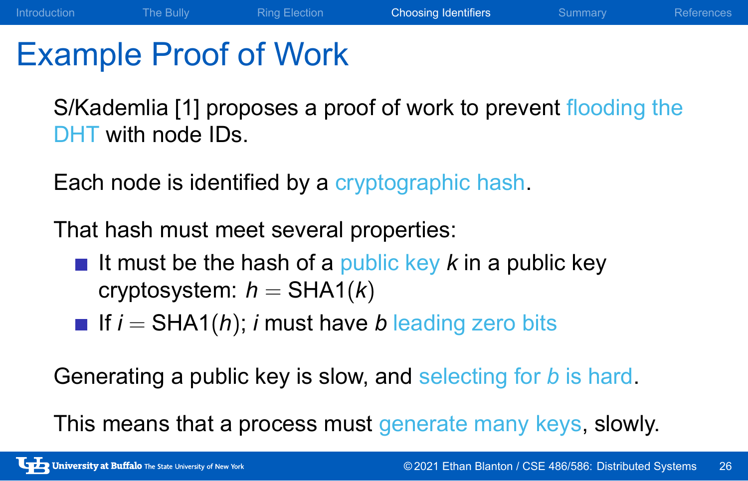# Example Proof of Work

S/Kademlia [1] proposes a proof of work to prevent flooding the DHT with node IDs.

Each node is identified by a cryptographic hash.

That hash must meet several properties:

- It must be the hash of a public key $k$ in a public key cryptosystem: $h = \text{SHA1}(k)$
- If $i = \text{SHA1}(h)$; $i$ must have $b$ leading zero bits

Generating a public key is slow, and selecting for $b$ is hard.

This means that a process must generate many keys, slowly.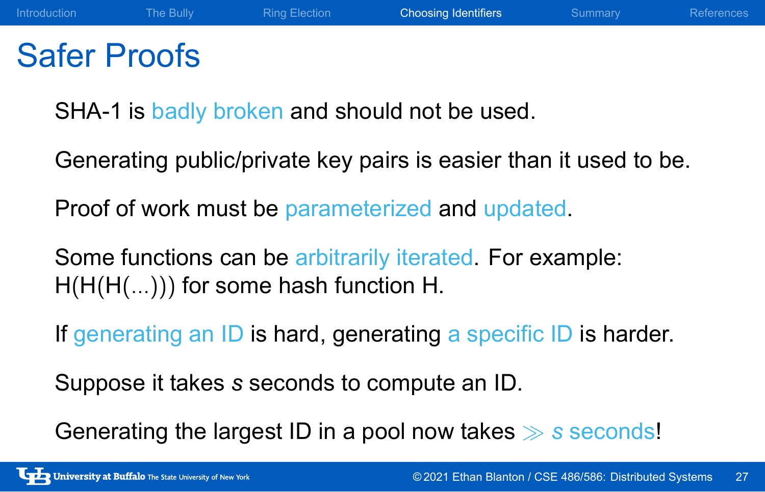# Safer Proofs

SHA-1 is badly broken and should not be used.

Generating public/private key pairs is easier than it used to be.

Proof of work must be parameterized and updated.

Some functions can be arbitrarily iterated. For example: H(H(H(...))) for some hash function H.

If generating an ID is hard, generating a specific ID is harder.

Suppose it takes *s* seconds to compute an ID.

Generating the largest ID in a pool now takes $\gg s$ seconds!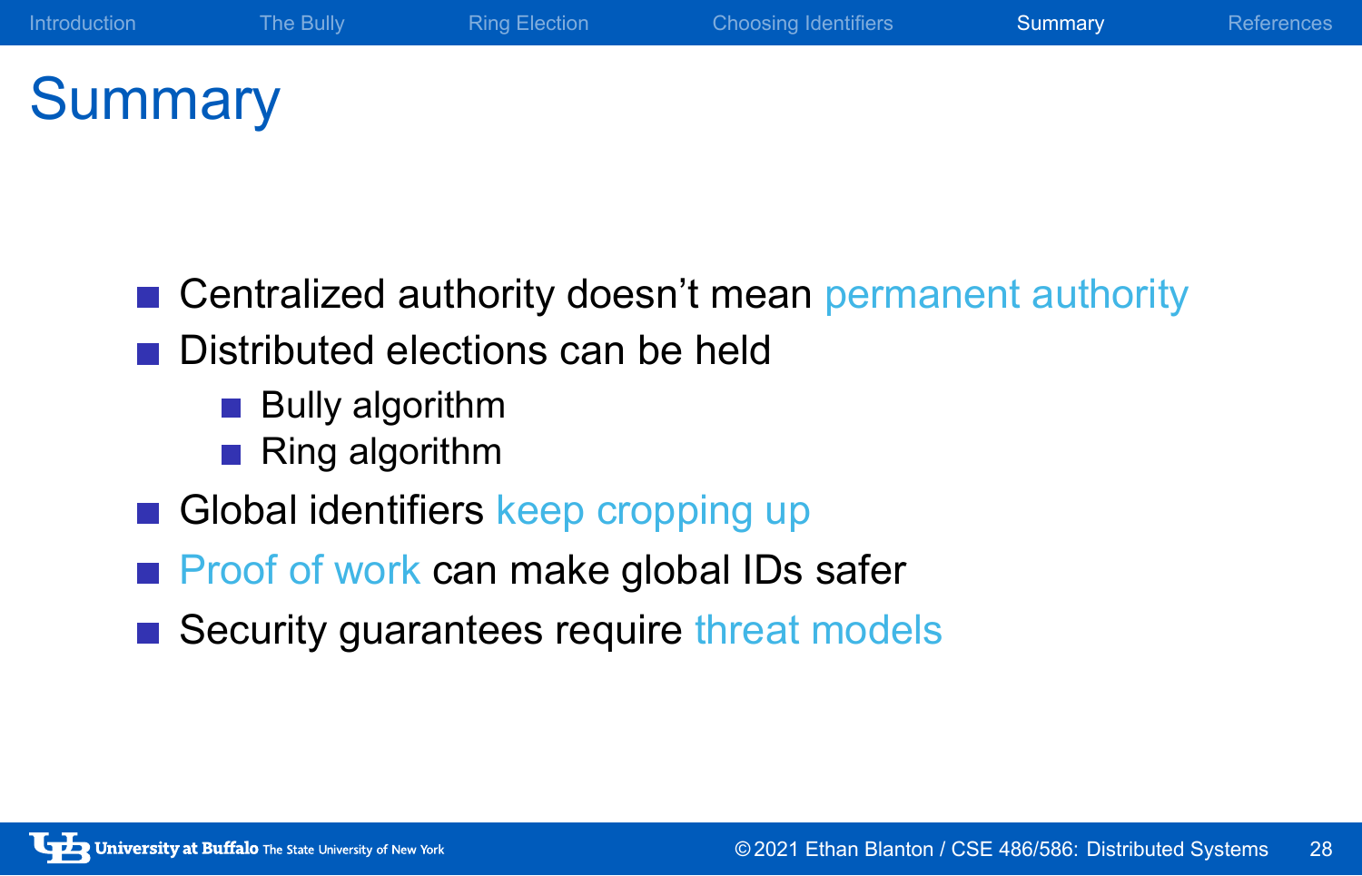# Summary

- Centralized authority doesn't mean permanent authority
- Distributed elections can be held
  - Bully algorithm
  - Ring algorithm
- Global identifiers keep cropping up
- Proof of work can make global IDs safer
- Security guarantees require threat models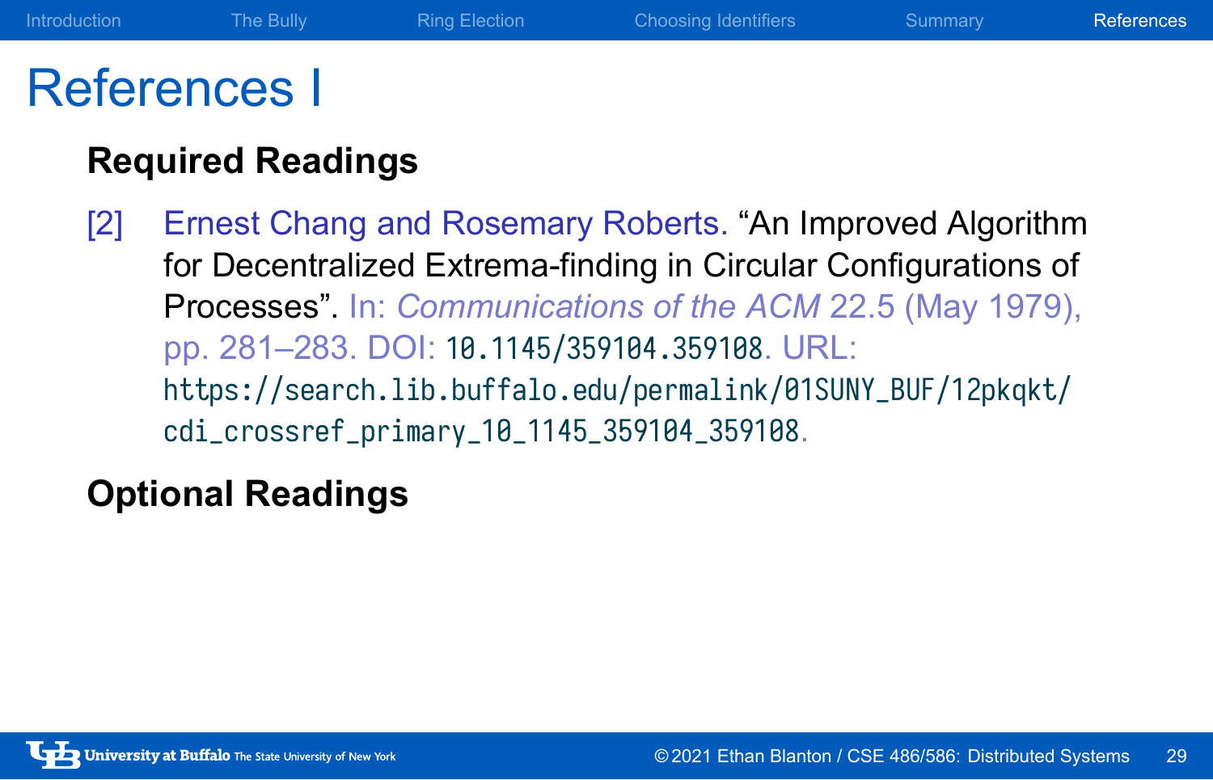# References I

### Required Readings

[2] Ernest Chang and Rosemary Roberts. "An Improved Algorithm for Decentralized Extrema-finding in Circular Configurations of Processes". In: *Communications of the ACM* 22.5 (May 1979), pp. 281–283. DOI: 10.1145/359104.359108. URL: https://search.lib.buffalo.edu/permalink/01SUNY_BUF/12pkqkt/cdi_crossref_primary_10_1145_359104_359108.

### Optional Readings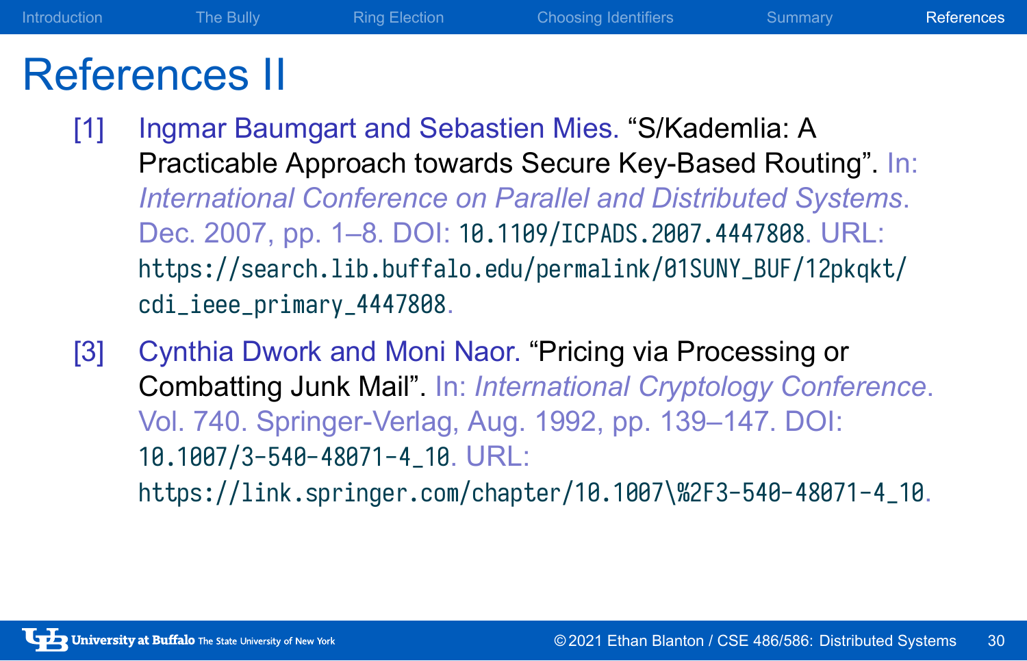# References II

[1] Ingmar Baumgart and Sebastien Mies. "S/Kademlia: A Practicable Approach towards Secure Key-Based Routing". In: *International Conference on Parallel and Distributed Systems*. Dec. 2007, pp. 1–8. DOI: 10.1109/ICPADS.2007.4447808. URL: https://search.lib.buffalo.edu/permalink/01SUNY_BUF/12pkqkt/cdi_ieee_primary_4447808.

[3] Cynthia Dwork and Moni Naor. "Pricing via Processing or Combatting Junk Mail". In: *International Cryptology Conference*. Vol. 740. Springer-Verlag, Aug. 1992, pp. 139–147. DOI: 10.1007/3-540-48071-4_10. URL: https://link.springer.com/chapter/10.1007\%2F3-540-48071-4_10.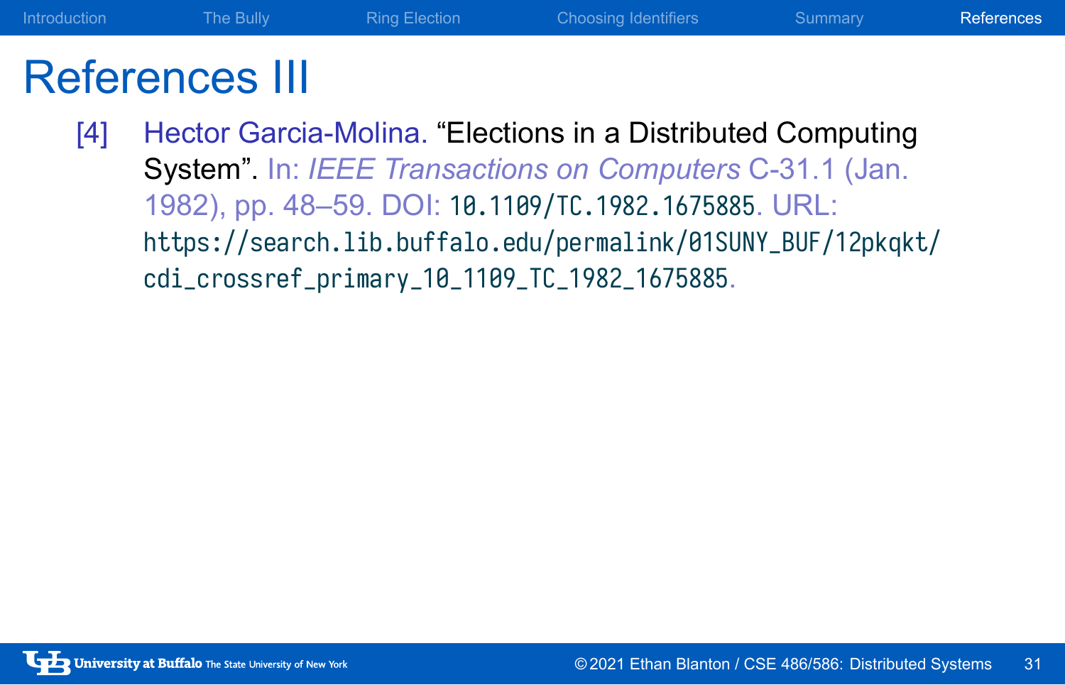# References III

[4] Hector Garcia-Molina. "Elections in a Distributed Computing System". In: *IEEE Transactions on Computers* C-31.1 (Jan. 1982), pp. 48–59. DOI: 10.1109/TC.1982.1675885. URL: https://search.lib.buffalo.edu/permalink/01SUNY_BUF/12pkqkt/cdi_crossref_primary_10_1109_TC_1982_1675885.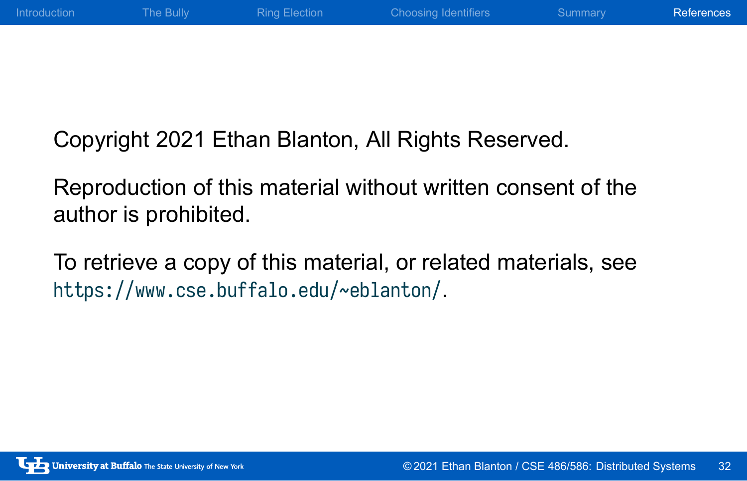Copyright 2021 Ethan Blanton, All Rights Reserved.

Reproduction of this material without written consent of the author is prohibited.

To retrieve a copy of this material, or related materials, see `https://www.cse.buffalo.edu/~eblanton/`.